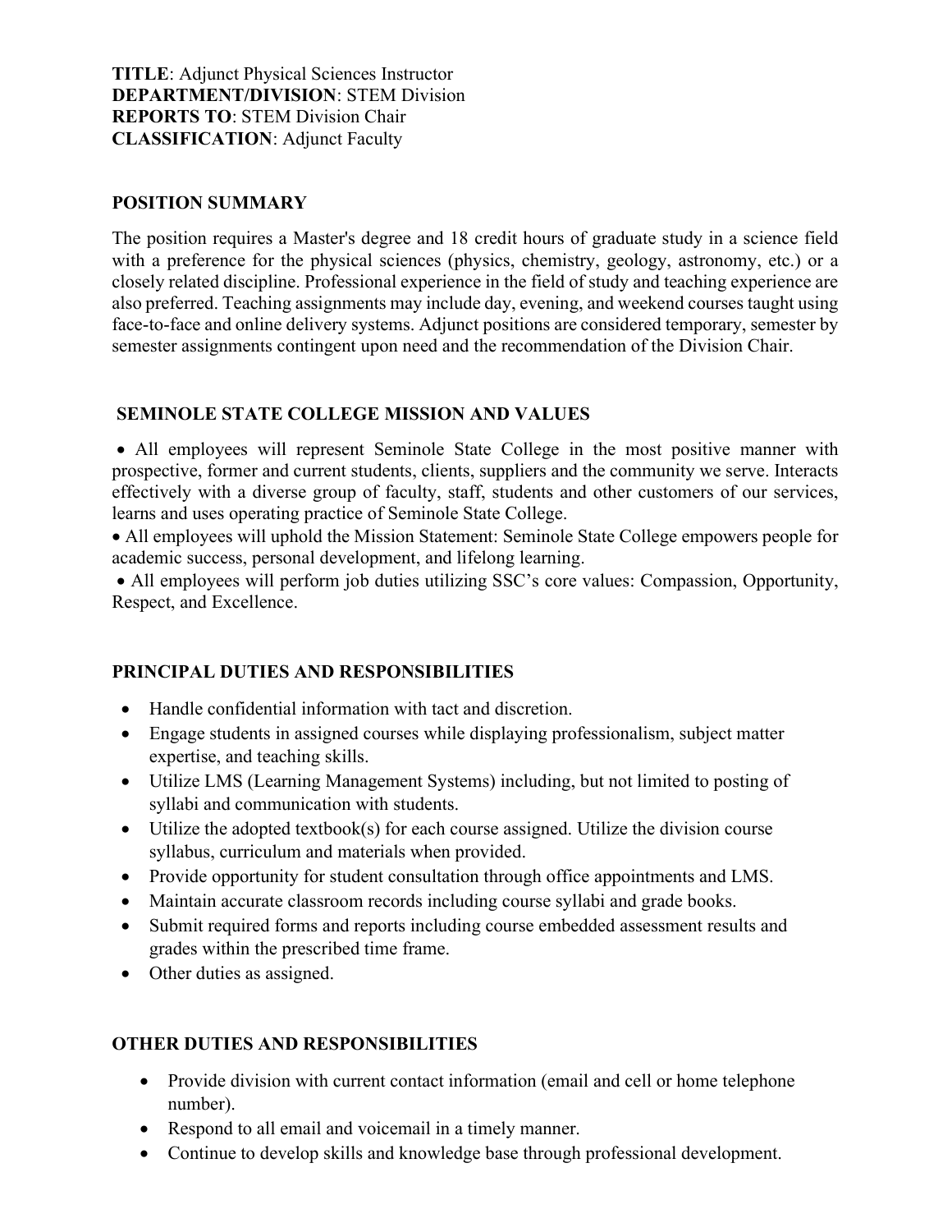**TITLE**: Adjunct Physical Sciences Instructor
**DEPARTMENT/DIVISION**: STEM Division
**REPORTS TO**: STEM Division Chair
**CLASSIFICATION**: Adjunct Faculty

## POSITION SUMMARY

The position requires a Master's degree and 18 credit hours of graduate study in a science field with a preference for the physical sciences (physics, chemistry, geology, astronomy, etc.) or a closely related discipline. Professional experience in the field of study and teaching experience are also preferred. Teaching assignments may include day, evening, and weekend courses taught using face-to-face and online delivery systems. Adjunct positions are considered temporary, semester by semester assignments contingent upon need and the recommendation of the Division Chair.

## SEMINOLE STATE COLLEGE MISSION AND VALUES

- All employees will represent Seminole State College in the most positive manner with prospective, former and current students, clients, suppliers and the community we serve. Interacts effectively with a diverse group of faculty, staff, students and other customers of our services, learns and uses operating practice of Seminole State College.
- All employees will uphold the Mission Statement: Seminole State College empowers people for academic success, personal development, and lifelong learning.
- All employees will perform job duties utilizing SSC's core values: Compassion, Opportunity, Respect, and Excellence.

## PRINCIPAL DUTIES AND RESPONSIBILITIES

- Handle confidential information with tact and discretion.
- Engage students in assigned courses while displaying professionalism, subject matter expertise, and teaching skills.
- Utilize LMS (Learning Management Systems) including, but not limited to posting of syllabi and communication with students.
- Utilize the adopted textbook(s) for each course assigned. Utilize the division course syllabus, curriculum and materials when provided.
- Provide opportunity for student consultation through office appointments and LMS.
- Maintain accurate classroom records including course syllabi and grade books.
- Submit required forms and reports including course embedded assessment results and grades within the prescribed time frame.
- Other duties as assigned.

## OTHER DUTIES AND RESPONSIBILITIES

- Provide division with current contact information (email and cell or home telephone number).
- Respond to all email and voicemail in a timely manner.
- Continue to develop skills and knowledge base through professional development.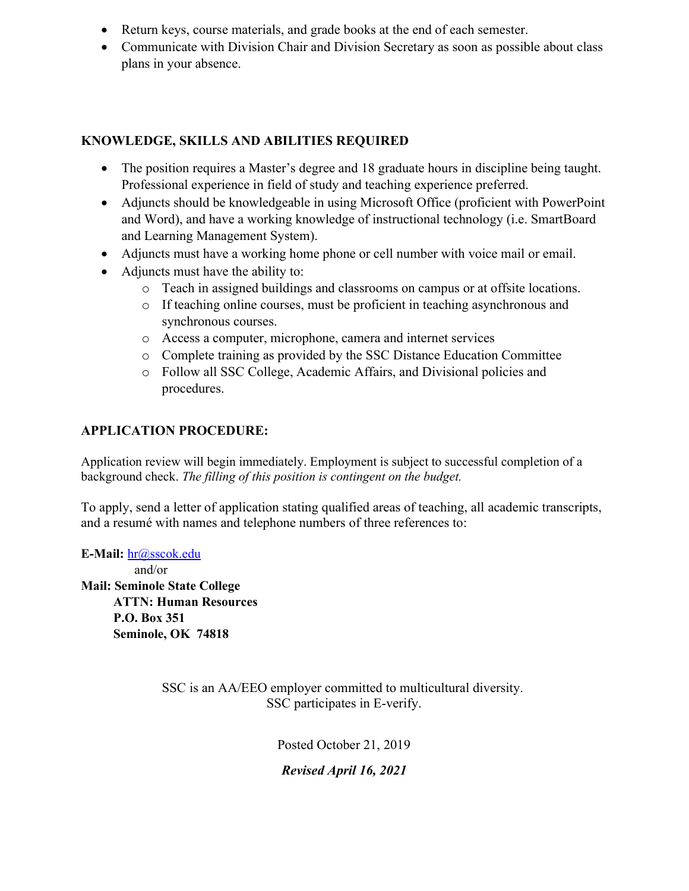- Return keys, course materials, and grade books at the end of each semester.
- Communicate with Division Chair and Division Secretary as soon as possible about class plans in your absence.

## KNOWLEDGE, SKILLS AND ABILITIES REQUIRED

- The position requires a Master's degree and 18 graduate hours in discipline being taught. Professional experience in field of study and teaching experience preferred.
- Adjuncts should be knowledgeable in using Microsoft Office (proficient with PowerPoint and Word), and have a working knowledge of instructional technology (i.e. SmartBoard and Learning Management System).
- Adjuncts must have a working home phone or cell number with voice mail or email.
- Adjuncts must have the ability to:
    - Teach in assigned buildings and classrooms on campus or at offsite locations.
    - If teaching online courses, must be proficient in teaching asynchronous and synchronous courses.
    - Access a computer, microphone, camera and internet services
    - Complete training as provided by the SSC Distance Education Committee
    - Follow all SSC College, Academic Affairs, and Divisional policies and procedures.

## APPLICATION PROCEDURE:

Application review will begin immediately. Employment is subject to successful completion of a background check. *The filling of this position is contingent on the budget.*

To apply, send a letter of application stating qualified areas of teaching, all academic transcripts, and a resumé with names and telephone numbers of three references to:

**E-Mail:** hr@sscok.edu
and/or
**Mail: Seminole State College**
**ATTN: Human Resources**
**P.O. Box 351**
**Seminole, OK 74818**

SSC is an AA/EEO employer committed to multicultural diversity.
SSC participates in E-verify.

Posted October 21, 2019

***Revised April 16, 2021***